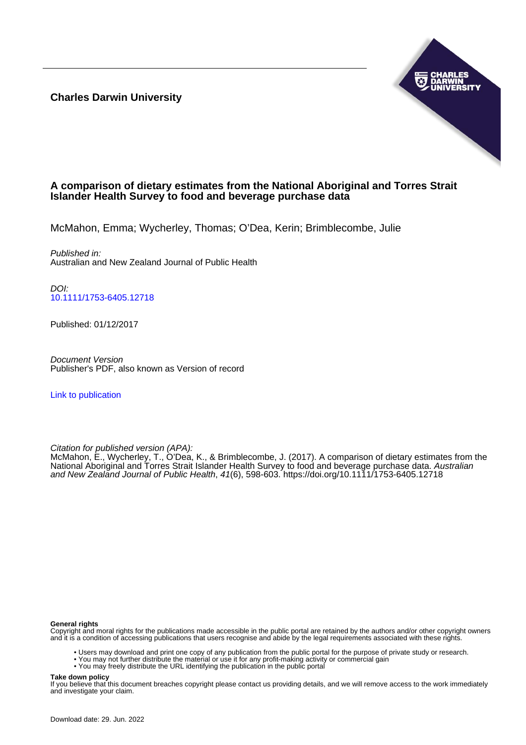**Charles Darwin University**

# A comparison of dietary estimates from the National Aboriginal and Torres Strait Islander Health Survey to food and beverage purchase data

McMahon, Emma; Wycherley, Thomas; O'Dea, Kerin; Brimblecombe, Julie

*Published in:*
Australian and New Zealand Journal of Public Health

*DOI:*
10.1111/1753-6405.12718

Published: 01/12/2017

*Document Version*
Publisher's PDF, also known as Version of record

Link to publication

*Citation for published version (APA):*
McMahon, E., Wycherley, T., O'Dea, K., & Brimblecombe, J. (2017). A comparison of dietary estimates from the National Aboriginal and Torres Strait Islander Health Survey to food and beverage purchase data. *Australian and New Zealand Journal of Public Health*, *41*(6), 598-603. https://doi.org/10.1111/1753-6405.12718

**General rights**
Copyright and moral rights for the publications made accessible in the public portal are retained by the authors and/or other copyright owners and it is a condition of accessing publications that users recognise and abide by the legal requirements associated with these rights.

- Users may download and print one copy of any publication from the public portal for the purpose of private study or research.
- You may not further distribute the material or use it for any profit-making activity or commercial gain
- You may freely distribute the URL identifying the publication in the public portal

**Take down policy**
If you believe that this document breaches copyright please contact us providing details, and we will remove access to the work immediately and investigate your claim.

Download date: 29. Jun. 2022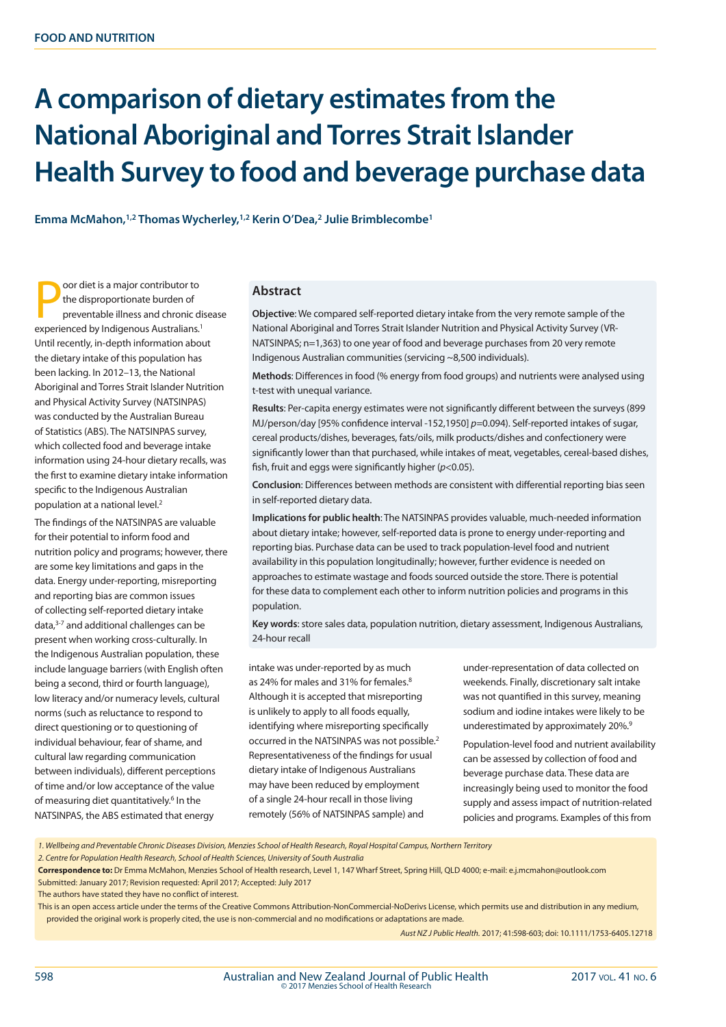FOOD AND NUTRITION

# A comparison of dietary estimates from the National Aboriginal and Torres Strait Islander Health Survey to food and beverage purchase data

**Emma McMahon,[1,2] Thomas Wycherley,[1,2] Kerin O'Dea,[2] Julie Brimblecombe[1]**

## Abstract

**Objective**: We compared self-reported dietary intake from the very remote sample of the National Aboriginal and Torres Strait Islander Nutrition and Physical Activity Survey (VR-NATSINPAS; n=1,363) to one year of food and beverage purchases from 20 very remote Indigenous Australian communities (servicing ~8,500 individuals).

**Methods**: Differences in food (% energy from food groups) and nutrients were analysed using t-test with unequal variance.

**Results**: Per-capita energy estimates were not significantly different between the surveys (899 MJ/person/day [95% confidence interval -152,1950] $p$=0.094). Self-reported intakes of sugar, cereal products/dishes, beverages, fats/oils, milk products/dishes and confectionery were significantly lower than that purchased, while intakes of meat, vegetables, cereal-based dishes, fish, fruit and eggs were significantly higher ($p$<0.05).

**Conclusion**: Differences between methods are consistent with differential reporting bias seen in self-reported dietary data.

**Implications for public health**: The NATSINPAS provides valuable, much-needed information about dietary intake; however, self-reported data is prone to energy under-reporting and reporting bias. Purchase data can be used to track population-level food and nutrient availability in this population longitudinally; however, further evidence is needed on approaches to estimate wastage and foods sourced outside the store. There is potential for these data to complement each other to inform nutrition policies and programs in this population.

**Key words**: store sales data, population nutrition, dietary assessment, Indigenous Australians, 24-hour recall

Poor diet is a major contributor to the disproportionate burden of preventable illness and chronic disease experienced by Indigenous Australians.[1] Until recently, in-depth information about the dietary intake of this population has been lacking. In 2012–13, the National Aboriginal and Torres Strait Islander Nutrition and Physical Activity Survey (NATSINPAS) was conducted by the Australian Bureau of Statistics (ABS). The NATSINPAS survey, which collected food and beverage intake information using 24-hour dietary recalls, was the first to examine dietary intake information specific to the Indigenous Australian population at a national level.[2]

The findings of the NATSINPAS are valuable for their potential to inform food and nutrition policy and programs; however, there are some key limitations and gaps in the data. Energy under-reporting, misreporting and reporting bias are common issues of collecting self-reported dietary intake data,[3-7] and additional challenges can be present when working cross-culturally. In the Indigenous Australian population, these include language barriers (with English often being a second, third or fourth language), low literacy and/or numeracy levels, cultural norms (such as reluctance to respond to direct questioning or to questioning of individual behaviour, fear of shame, and cultural law regarding communication between individuals), different perceptions of time and/or low acceptance of the value of measuring diet quantitatively.[6] In the NATSINPAS, the ABS estimated that energy intake was under-reported by as much as 24% for males and 31% for females.[8] Although it is accepted that misreporting is unlikely to apply to all foods equally, identifying where misreporting specifically occurred in the NATSINPAS was not possible.[2] Representativeness of the findings for usual dietary intake of Indigenous Australians may have been reduced by employment of a single 24-hour recall in those living remotely (56% of NATSINPAS sample) and under-representation of data collected on weekends. Finally, discretionary salt intake was not quantified in this survey, meaning sodium and iodine intakes were likely to be underestimated by approximately 20%.[9]

Population-level food and nutrient availability can be assessed by collection of food and beverage purchase data. These data are increasingly being used to monitor the food supply and assess impact of nutrition-related policies and programs. Examples of this from

*1. Wellbeing and Preventable Chronic Diseases Division, Menzies School of Health Research, Royal Hospital Campus, Northern Territory*

*2. Centre for Population Health Research, School of Health Sciences, University of South Australia*

**Correspondence to:** Dr Emma McMahon, Menzies School of Health research, Level 1, 147 Wharf Street, Spring Hill, QLD 4000; e-mail: e.j.mcmahon@outlook.com

Submitted: January 2017; Revision requested: April 2017; Accepted: July 2017

The authors have stated they have no conflict of interest.

This is an open access article under the terms of the Creative Commons Attribution-NonCommercial-NoDerivs License, which permits use and distribution in any medium, provided the original work is properly cited, the use is non-commercial and no modifications or adaptations are made.

*Aust NZ J Public Health.* 2017; 41:598-603; doi: 10.1111/1753-6405.12718

© 2017 Menzies School of Health Research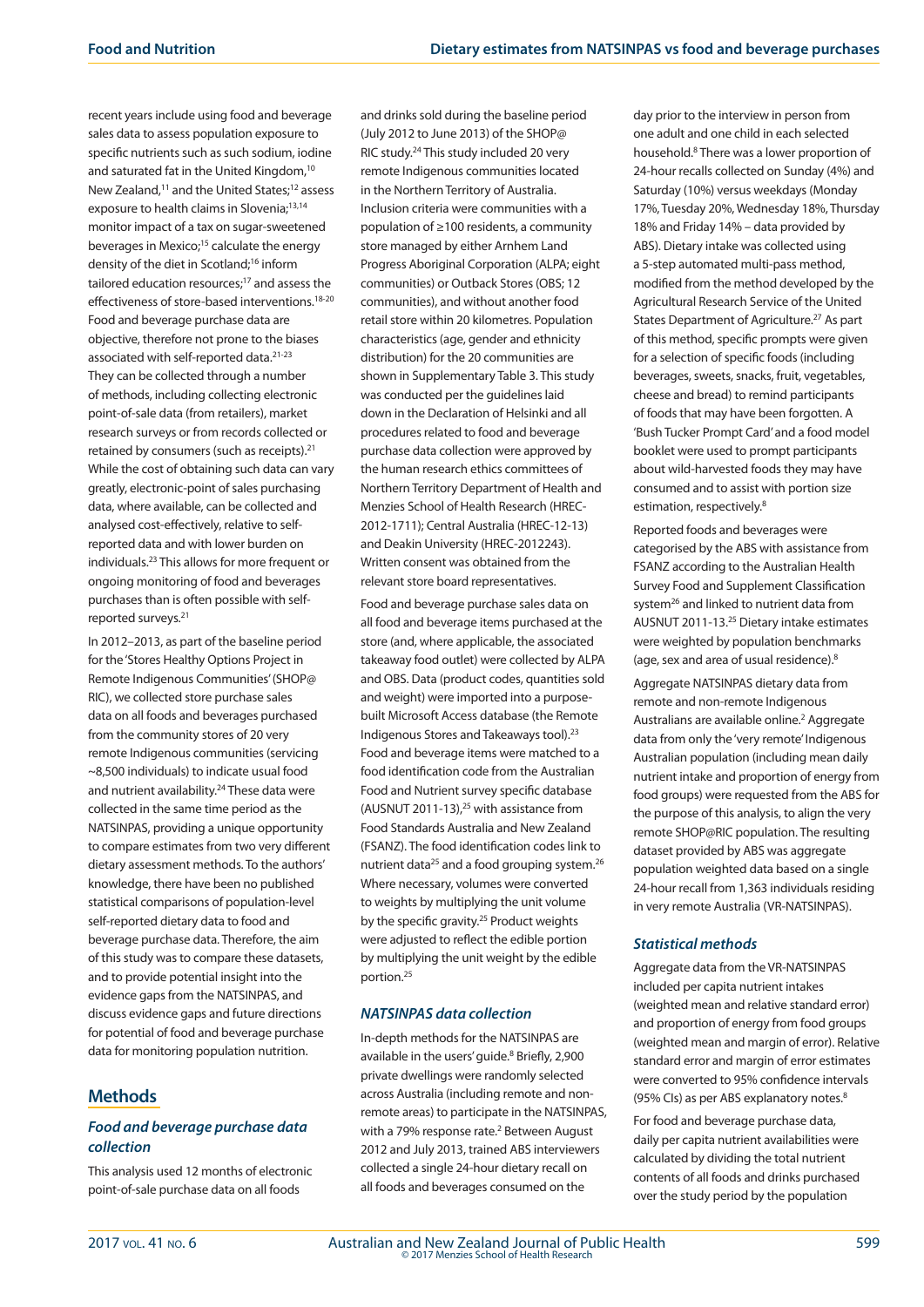recent years include using food and beverage sales data to assess population exposure to specific nutrients such as such sodium, iodine and saturated fat in the United Kingdom,[10] New Zealand,[11] and the United States;[12] assess exposure to health claims in Slovenia;[13,14] monitor impact of a tax on sugar-sweetened beverages in Mexico;[15] calculate the energy density of the diet in Scotland;[16] inform tailored education resources;[17] and assess the effectiveness of store-based interventions.[18-20] Food and beverage purchase data are objective, therefore not prone to the biases associated with self-reported data.[21-23] They can be collected through a number of methods, including collecting electronic point-of-sale data (from retailers), market research surveys or from records collected or retained by consumers (such as receipts).[21] While the cost of obtaining such data can vary greatly, electronic-point of sales purchasing data, where available, can be collected and analysed cost-effectively, relative to self-reported data and with lower burden on individuals.[23] This allows for more frequent or ongoing monitoring of food and beverages purchases than is often possible with self-reported surveys.[21]

In 2012–2013, as part of the baseline period for the 'Stores Healthy Options Project in Remote Indigenous Communities' (SHOP@RIC), we collected store purchase sales data on all foods and beverages purchased from the community stores of 20 very remote Indigenous communities (servicing ~8,500 individuals) to indicate usual food and nutrient availability.[24] These data were collected in the same time period as the NATSINPAS, providing a unique opportunity to compare estimates from two very different dietary assessment methods. To the authors' knowledge, there have been no published statistical comparisons of population-level self-reported dietary data to food and beverage purchase data. Therefore, the aim of this study was to compare these datasets, and to provide potential insight into the evidence gaps from the NATSINPAS, and discuss evidence gaps and future directions for potential of food and beverage purchase data for monitoring population nutrition.

## Methods

### Food and beverage purchase data collection

This analysis used 12 months of electronic point-of-sale purchase data on all foods and drinks sold during the baseline period (July 2012 to June 2013) of the SHOP@RIC study.[24] This study included 20 very remote Indigenous communities located in the Northern Territory of Australia. Inclusion criteria were communities with a population of ≥100 residents, a community store managed by either Arnhem Land Progress Aboriginal Corporation (ALPA; eight communities) or Outback Stores (OBS; 12 communities), and without another food retail store within 20 kilometres. Population characteristics (age, gender and ethnicity distribution) for the 20 communities are shown in Supplementary Table 3. This study was conducted per the guidelines laid down in the Declaration of Helsinki and all procedures related to food and beverage purchase data collection were approved by the human research ethics committees of Northern Territory Department of Health and Menzies School of Health Research (HREC-2012-1711); Central Australia (HREC-12-13) and Deakin University (HREC-2012243). Written consent was obtained from the relevant store board representatives.

Food and beverage purchase sales data on all food and beverage items purchased at the store (and, where applicable, the associated takeaway food outlet) were collected by ALPA and OBS. Data (product codes, quantities sold and weight) were imported into a purpose-built Microsoft Access database (the Remote Indigenous Stores and Takeaways tool).[23] Food and beverage items were matched to a food identification code from the Australian Food and Nutrient survey specific database (AUSNUT 2011-13),[25] with assistance from Food Standards Australia and New Zealand (FSANZ). The food identification codes link to nutrient data[25] and a food grouping system.[26] Where necessary, volumes were converted to weights by multiplying the unit volume by the specific gravity.[25] Product weights were adjusted to reflect the edible portion by multiplying the unit weight by the edible portion.[25]

### NATSINPAS data collection

In-depth methods for the NATSINPAS are available in the users' guide.[8] Briefly, 2,900 private dwellings were randomly selected across Australia (including remote and non-remote areas) to participate in the NATSINPAS, with a 79% response rate.[2] Between August 2012 and July 2013, trained ABS interviewers collected a single 24-hour dietary recall on all foods and beverages consumed on the day prior to the interview in person from one adult and one child in each selected household.[8] There was a lower proportion of 24-hour recalls collected on Sunday (4%) and Saturday (10%) versus weekdays (Monday 17%, Tuesday 20%, Wednesday 18%, Thursday 18% and Friday 14% – data provided by ABS). Dietary intake was collected using a 5-step automated multi-pass method, modified from the method developed by the Agricultural Research Service of the United States Department of Agriculture.[27] As part of this method, specific prompts were given for a selection of specific foods (including beverages, sweets, snacks, fruit, vegetables, cheese and bread) to remind participants of foods that may have been forgotten. A 'Bush Tucker Prompt Card' and a food model booklet were used to prompt participants about wild-harvested foods they may have consumed and to assist with portion size estimation, respectively.[8]

Reported foods and beverages were categorised by the ABS with assistance from FSANZ according to the Australian Health Survey Food and Supplement Classification system[26] and linked to nutrient data from AUSNUT 2011-13.[25] Dietary intake estimates were weighted by population benchmarks (age, sex and area of usual residence).[8]

Aggregate NATSINPAS dietary data from remote and non-remote Indigenous Australians are available online.[2] Aggregate data from only the 'very remote' Indigenous Australian population (including mean daily nutrient intake and proportion of energy from food groups) were requested from the ABS for the purpose of this analysis, to align the very remote SHOP@RIC population. The resulting dataset provided by ABS was aggregate population weighted data based on a single 24-hour recall from 1,363 individuals residing in very remote Australia (VR-NATSINPAS).

### Statistical methods

Aggregate data from the VR-NATSINPAS included per capita nutrient intakes (weighted mean and relative standard error) and proportion of energy from food groups (weighted mean and margin of error). Relative standard error and margin of error estimates were converted to 95% confidence intervals (95% CIs) as per ABS explanatory notes.[8]

For food and beverage purchase data, daily per capita nutrient availabilities were calculated by dividing the total nutrient contents of all foods and drinks purchased over the study period by the population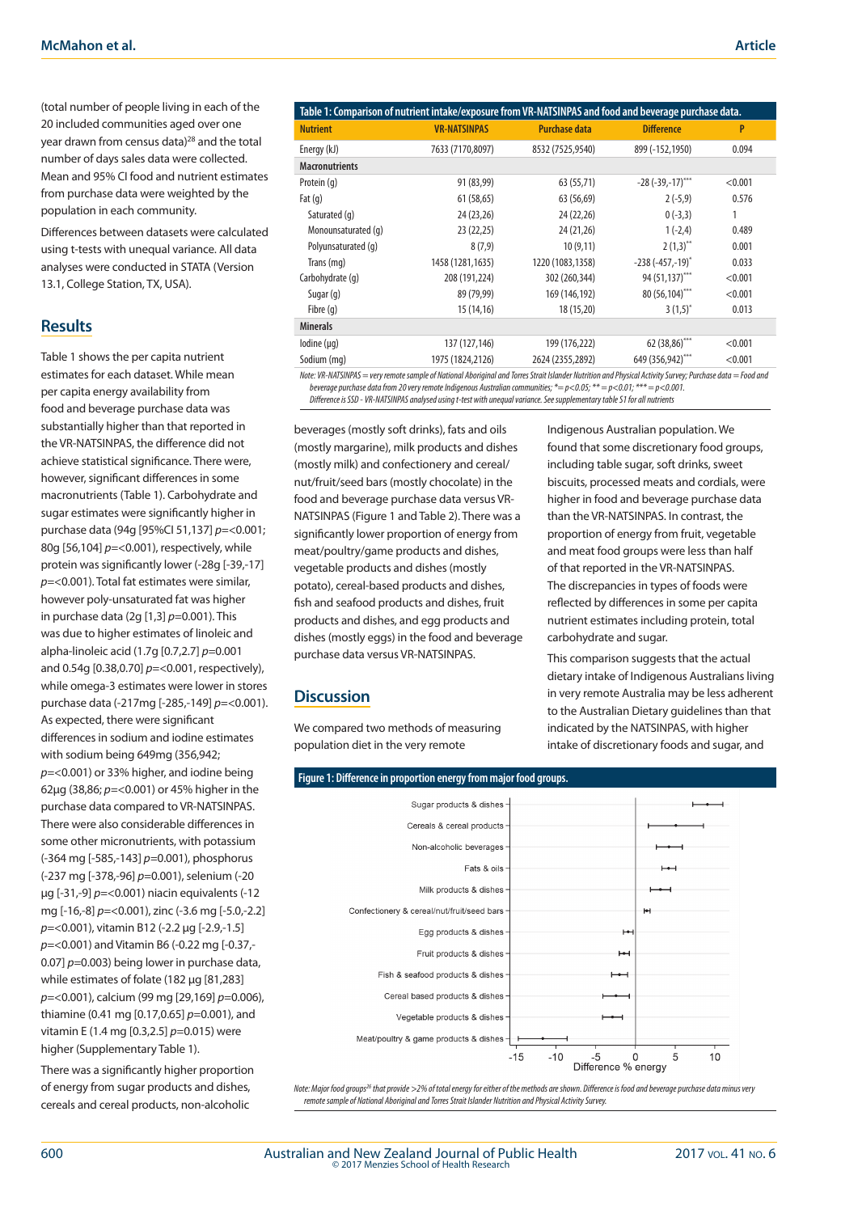(total number of people living in each of the 20 included communities aged over one year drawn from census data)[28] and the total number of days sales data were collected. Mean and 95% CI food and nutrient estimates from purchase data were weighted by the population in each community.

Differences between datasets were calculated using t-tests with unequal variance. All data analyses were conducted in STATA (Version 13.1, College Station, TX, USA).

## Results

Table 1 shows the per capita nutrient estimates for each dataset. While mean per capita energy availability from food and beverage purchase data was substantially higher than that reported in the VR-NATSINPAS, the difference did not achieve statistical significance. There were, however, significant differences in some macronutrients (Table 1). Carbohydrate and sugar estimates were significantly higher in purchase data (94g [95%CI 51,137] $p$=<0.001; 80g [56,104] $p$=<0.001), respectively, while protein was significantly lower (-28g [-39,-17] $p$=<0.001). Total fat estimates were similar, however poly-unsaturated fat was higher in purchase data (2g [1,3] $p$=0.001). This was due to higher estimates of linoleic and alpha-linoleic acid (1.7g [0.7,2.7] $p$=0.001 and 0.54g [0.38,0.70] $p$=<0.001, respectively), while omega-3 estimates were lower in stores purchase data (-217mg [-285,-149] $p$=<0.001). As expected, there were significant differences in sodium and iodine estimates with sodium being 649mg (356,942; $p$=<0.001) or 33% higher, and iodine being 62µg (38,86; $p$=<0.001) or 45% higher in the purchase data compared to VR-NATSINPAS. There were also considerable differences in some other micronutrients, with potassium (-364 mg [-585,-143] $p$=0.001), phosphorus (-237 mg [-378,-96] $p$=0.001), selenium (-20 µg [-31,-9] $p$=<0.001) niacin equivalents (-12 mg [-16,-8] $p$=<0.001), zinc (-3.6 mg [-5.0,-2.2] $p$=<0.001), vitamin B12 (-2.2 µg [-2.9,-1.5] $p$=<0.001) and Vitamin B6 (-0.22 mg [-0.37,-0.07] $p$=0.003) being lower in purchase data, while estimates of folate (182 µg [81,283] $p$=<0.001), calcium (99 mg [29,169] $p$=0.006), thiamine (0.41 mg [0.17,0.65] $p$=0.001), and vitamin E (1.4 mg [0.3,2.5] $p$=0.015) were higher (Supplementary Table 1).

There was a significantly higher proportion of energy from sugar products and dishes, cereals and cereal products, non-alcoholic beverages (mostly soft drinks), fats and oils (mostly margarine), milk products and dishes (mostly milk) and confectionery and cereal/nut/fruit/seed bars (mostly chocolate) in the food and beverage purchase data versus VR-NATSINPAS (Figure 1 and Table 2). There was a significantly lower proportion of energy from meat/poultry/game products and dishes, vegetable products and dishes (mostly potato), cereal-based products and dishes, fish and seafood products and dishes, fruit products and dishes, and egg products and dishes (mostly eggs) in the food and beverage purchase data versus VR-NATSINPAS.

**Table 1: Comparison of nutrient intake/exposure from VR-NATSINPAS and food and beverage purchase data.**

| Nutrient | VR-NATSINPAS | Purchase data | Difference | P |
|---|---|---|---|---|
| Energy (kJ) | 7633 (7170,8097) | 8532 (7525,9540) | 899 (-152,1950) | 0.094 |
| **Macronutrients** | | | | |
| Protein (g) | 91 (83,99) | 63 (55,71) | -28 (-39,-17)*** | <0.001 |
| Fat (g) | 61 (58,65) | 63 (56,69) | 2 (-5,9) | 0.576 |
| Saturated (g) | 24 (23,26) | 24 (22,26) | 0 (-3,3) | 1 |
| Monounsaturated (g) | 23 (22,25) | 24 (21,26) | 1 (-2,4) | 0.489 |
| Polyunsaturated (g) | 8 (7,9) | 10 (9,11) | 2 (1,3)** | 0.001 |
| Trans (mg) | 1458 (1281,1635) | 1220 (1083,1358) | -238 (-457,-19)* | 0.033 |
| Carbohydrate (g) | 208 (191,224) | 302 (260,344) | 94 (51,137)*** | <0.001 |
| Sugar (g) | 89 (79,99) | 169 (146,192) | 80 (56,104)*** | <0.001 |
| Fibre (g) | 15 (14,16) | 18 (15,20) | 3 (1,5)* | 0.013 |
| **Minerals** | | | | |
| Iodine (µg) | 137 (127,146) | 199 (176,222) | 62 (38,86)*** | <0.001 |
| Sodium (mg) | 1975 (1824,2126) | 2624 (2355,2892) | 649 (356,942)*** | <0.001 |

*Note: VR-NATSINPAS = very remote sample of National Aboriginal and Torres Strait Islander Nutrition and Physical Activity Survey; Purchase data = Food and beverage purchase data from 20 very remote Indigenous Australian communities; * = p<0.05; ** = p<0.01; *** = p<0.001.*
*Difference is SSD - VR-NATSINPAS analysed using t-test with unequal variance. See supplementary table S1 for all nutrients*

## Discussion

We compared two methods of measuring population diet in the very remote Indigenous Australian population. We found that some discretionary food groups, including table sugar, soft drinks, sweet biscuits, processed meats and cordials, were higher in food and beverage purchase data than the VR-NATSINPAS. In contrast, the proportion of energy from fruit, vegetable and meat food groups were less than half of that reported in the VR-NATSINPAS. The discrepancies in types of foods were reflected by differences in some per capita nutrient estimates including protein, total carbohydrate and sugar.

This comparison suggests that the actual dietary intake of Indigenous Australians living in very remote Australia may be less adherent to the Australian Dietary guidelines than that indicated by the NATSINPAS, with higher intake of discretionary foods and sugar, and

**Figure 1: Difference in proportion energy from major food groups.**

*Note: Major food groups[26] that provide >2% of total energy for either of the methods are shown. Difference is food and beverage purchase data minus very remote sample of National Aboriginal and Torres Strait Islander Nutrition and Physical Activity Survey.*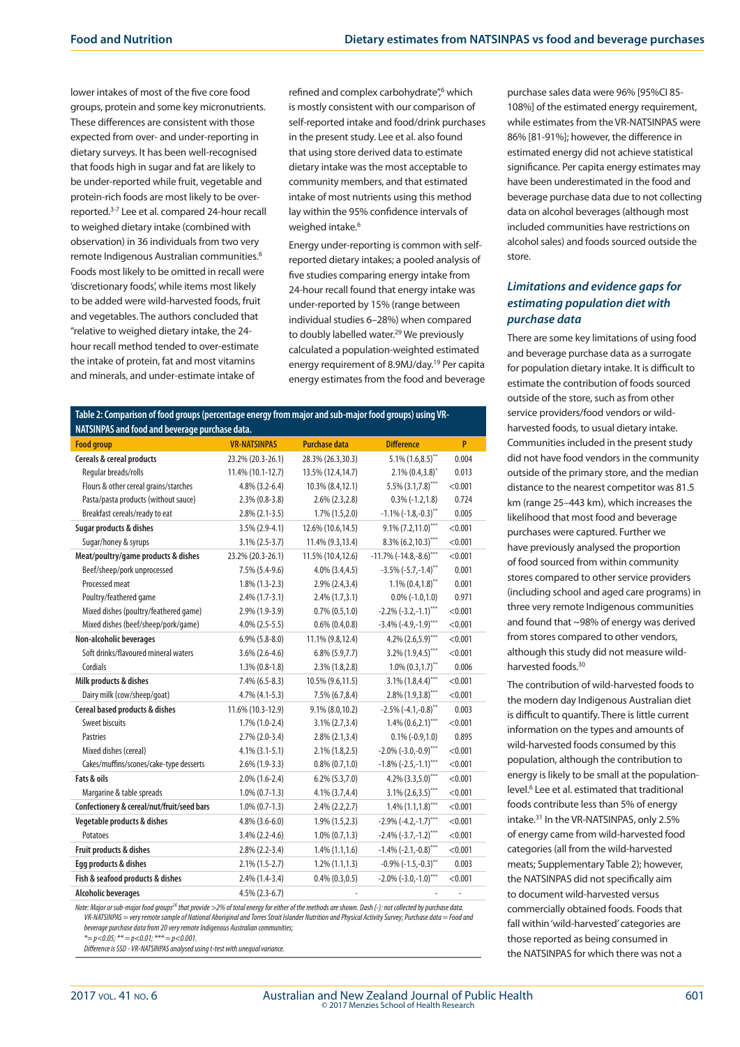lower intakes of most of the five core food groups, protein and some key micronutrients. These differences are consistent with those expected from over- and under-reporting in dietary surveys. It has been well-recognised that foods high in sugar and fat are likely to be under-reported while fruit, vegetable and protein-rich foods are most likely to be over-reported.[3-7] Lee et al. compared 24-hour recall to weighed dietary intake (combined with observation) in 36 individuals from two very remote Indigenous Australian communities.[6] Foods most likely to be omitted in recall were 'discretionary foods', while items most likely to be added were wild-harvested foods, fruit and vegetables. The authors concluded that "relative to weighed dietary intake, the 24-hour recall method tended to over-estimate the intake of protein, fat and most vitamins and minerals, and under-estimate intake of refined and complex carbohydrate",[6] which is mostly consistent with our comparison of self-reported intake and food/drink purchases in the present study. Lee et al. also found that using store derived data to estimate dietary intake was the most acceptable to community members, and that estimated intake of most nutrients using this method lay within the 95% confidence intervals of weighed intake.[6]

Energy under-reporting is common with self-reported dietary intakes; a pooled analysis of five studies comparing energy intake from 24-hour recall found that energy intake was under-reported by 15% (range between individual studies 6–28%) when compared to doubly labelled water.[29] We previously calculated a population-weighted estimated energy requirement of 8.9MJ/day.[19] Per capita energy estimates from the food and beverage purchase sales data were 96% [95%CI 85-108%] of the estimated energy requirement, while estimates from the VR-NATSINPAS were 86% [81-91%]; however, the difference in estimated energy did not achieve statistical significance. Per capita energy estimates may have been underestimated in the food and beverage purchase data due to not collecting data on alcohol beverages (although most included communities have restrictions on alcohol sales) and foods sourced outside the store.

**Table 2: Comparison of food groups (percentage energy from major and sub-major food groups) using VR-NATSINPAS and food and beverage purchase data.**

| Food group | VR-NATSINPAS | Purchase data | Difference | P |
|---|---|---|---|---|
| **Cereals & cereal products** | 23.2% (20.3-26.1) | 28.3% (26.3,30.3) | 5.1% (1.6,8.5)** | 0.004 |
| Regular breads/rolls | 11.4% (10.1-12.7) | 13.5% (12.4,14.7) | 2.1% (0.4,3.8)* | 0.013 |
| Flours & other cereal grains/starches | 4.8% (3.2-6.4) | 10.3% (8.4,12.1) | 5.5% (3.1,7.8)*** | <0.001 |
| Pasta/pasta products (without sauce) | 2.3% (0.8-3.8) | 2.6% (2.3,2.8) | 0.3% (-1.2,1.8) | 0.724 |
| Breakfast cereals/ready to eat | 2.8% (2.1-3.5) | 1.7% (1.5,2.0) | -1.1% (-1.8,-0.3)** | 0.005 |
| **Sugar products & dishes** | 3.5% (2.9-4.1) | 12.6% (10.6,14.5) | 9.1% (7.2,11.0)*** | <0.001 |
| Sugar/honey & syrups | 3.1% (2.5-3.7) | 11.4% (9.3,13.4) | 8.3% (6.2,10.3)*** | <0.001 |
| **Meat/poultry/game products & dishes** | 23.2% (20.3-26.1) | 11.5% (10.4,12.6) | -11.7% (-14.8,-8.6)*** | <0.001 |
| Beef/sheep/pork unprocessed | 7.5% (5.4-9.6) | 4.0% (3.4,4.5) | -3.5% (-5.7,-1.4)** | 0.001 |
| Processed meat | 1.8% (1.3-2.3) | 2.9% (2.4,3.4) | 1.1% (0.4,1.8)** | 0.001 |
| Poultry/feathered game | 2.4% (1.7-3.1) | 2.4% (1.7,3.1) | 0.0% (-1.0,1.0) | 0.971 |
| Mixed dishes (poultry/feathered game) | 2.9% (1.9-3.9) | 0.7% (0.5,1.0) | -2.2% (-3.2,-1.1)*** | <0.001 |
| Mixed dishes (beef/sheep/pork/game) | 4.0% (2.5-5.5) | 0.6% (0.4,0.8) | -3.4% (-4.9,-1.9)*** | <0.001 |
| **Non-alcoholic beverages** | 6.9% (5.8-8.0) | 11.1% (9.8,12.4) | 4.2% (2.6,5.9)*** | <0.001 |
| Soft drinks/flavoured mineral waters | 3.6% (2.6-4.6) | 6.8% (5.9,7.7) | 3.2% (1.9,4.5)*** | <0.001 |
| Cordials | 1.3% (0.8-1.8) | 2.3% (1.8,2.8) | 1.0% (0.3,1.7)** | 0.006 |
| **Milk products & dishes** | 7.4% (6.5-8.3) | 10.5% (9.6,11.5) | 3.1% (1.8,4.4)*** | <0.001 |
| Dairy milk (cow/sheep/goat) | 4.7% (4.1-5.3) | 7.5% (6.7,8.4) | 2.8% (1.9,3.8)*** | <0.001 |
| **Cereal based products & dishes** | 11.6% (10.3-12.9) | 9.1% (8.0,10.2) | -2.5% (-4.1,-0.8)** | 0.003 |
| Sweet biscuits | 1.7% (1.0-2.4) | 3.1% (2.7,3.4) | 1.4% (0.6,2.1)*** | <0.001 |
| Pastries | 2.7% (2.0-3.4) | 2.8% (2.1,3.4) | 0.1% (-0.9,1.0) | 0.895 |
| Mixed dishes (cereal) | 4.1% (3.1-5.1) | 2.1% (1.8,2.5) | -2.0% (-3.0,-0.9)*** | <0.001 |
| Cakes/muffins/scones/cake-type desserts | 2.6% (1.9-3.3) | 0.8% (0.7,1.0) | -1.8% (-2.5,-1.1)*** | <0.001 |
| **Fats & oils** | 2.0% (1.6-2.4) | 6.2% (5.3,7.0) | 4.2% (3.3,5.0)*** | <0.001 |
| Margarine & table spreads | 1.0% (0.7-1.3) | 4.1% (3.7,4.4) | 3.1% (2.6,3.5)*** | <0.001 |
| **Confectionery & cereal/nut/fruit/seed bars** | 1.0% (0.7-1.3) | 2.4% (2.2,2.7) | 1.4% (1.1,1.8)*** | <0.001 |
| **Vegetable products & dishes** | 4.8% (3.6-6.0) | 1.9% (1.5,2.3) | -2.9% (-4.2,-1.7)*** | <0.001 |
| Potatoes | 3.4% (2.2-4.6) | 1.0% (0.7,1.3) | -2.4% (-3.7,-1.2)*** | <0.001 |
| **Fruit products & dishes** | 2.8% (2.2-3.4) | 1.4% (1.1,1.6) | -1.4% (-2.1,-0.8)*** | <0.001 |
| **Egg products & dishes** | 2.1% (1.5-2.7) | 1.2% (1.1,1.3) | -0.9% (-1.5,-0.3)** | 0.003 |
| **Fish & seafood products & dishes** | 2.4% (1.4-3.4) | 0.4% (0.3,0.5) | -2.0% (-3.0,-1.0)*** | <0.001 |
| **Alcoholic beverages** | 4.5% (2.3-6.7) | - | - | - |

Note: Major or sub-major food groups[26] that provide >2% of total energy for either of the methods are shown. Dash (-): not collected by purchase data.
VR-NATSINPAS = very remote sample of National Aboriginal and Torres Strait Islander Nutrition and Physical Activity Survey; Purchase data = Food and beverage purchase data from 20 very remote Indigenous Australian communities;
* = p<0.05; ** = p<0.01; *** = p<0.001.
Difference is SSD - VR-NATSINPAS analysed using t-test with unequal variance.

### *Limitations and evidence gaps for estimating population diet with purchase data*

There are some key limitations of using food and beverage purchase data as a surrogate for population dietary intake. It is difficult to estimate the contribution of foods sourced outside of the store, such as from other service providers/food vendors or wild-harvested foods, to usual dietary intake. Communities included in the present study did not have food vendors in the community outside of the primary store, and the median distance to the nearest competitor was 81.5 km (range 25–443 km), which increases the likelihood that most food and beverage purchases were captured. Further we have previously analysed the proportion of food sourced from within community stores compared to other service providers (including school and aged care programs) in three very remote Indigenous communities and found that ~98% of energy was derived from stores compared to other vendors, although this study did not measure wild-harvested foods.[30]

The contribution of wild-harvested foods to the modern day Indigenous Australian diet is difficult to quantify. There is little current information on the types and amounts of wild-harvested foods consumed by this population, although the contribution to energy is likely to be small at the population-level.[6] Lee et al. estimated that traditional foods contribute less than 5% of energy intake.[31] In the VR-NATSINPAS, only 2.5% of energy came from wild-harvested food categories (all from the wild-harvested meats; Supplementary Table 2); however, the NATSINPAS did not specifically aim to document wild-harvested versus commercially obtained foods. Foods that fall within 'wild-harvested' categories are those reported as being consumed in the NATSINPAS for which there was not a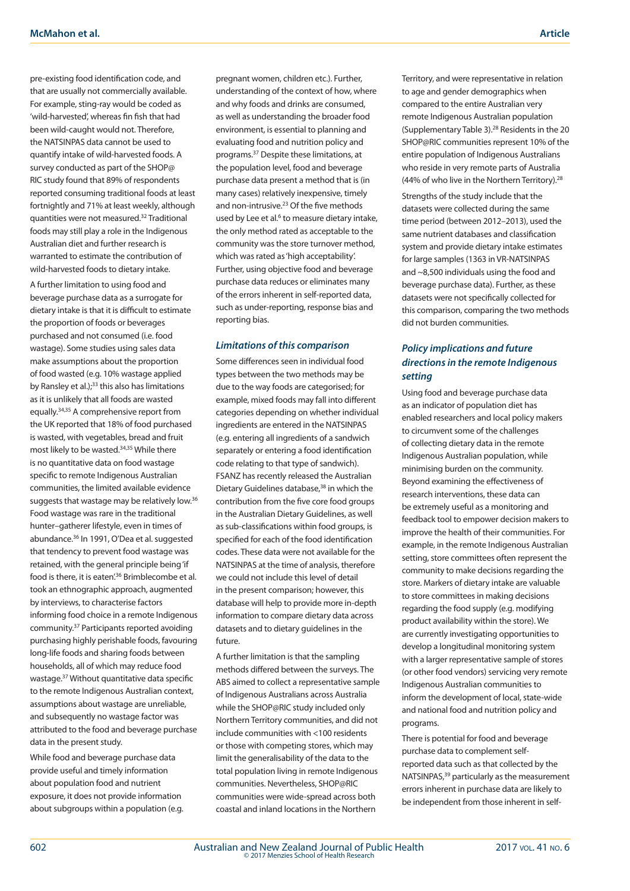pre-existing food identification code, and that are usually not commercially available. For example, sting-ray would be coded as 'wild-harvested', whereas fin fish that had been wild-caught would not. Therefore, the NATSINPAS data cannot be used to quantify intake of wild-harvested foods. A survey conducted as part of the SHOP@RIC study found that 89% of respondents reported consuming traditional foods at least fortnightly and 71% at least weekly, although quantities were not measured.[32] Traditional foods may still play a role in the Indigenous Australian diet and further research is warranted to estimate the contribution of wild-harvested foods to dietary intake.

A further limitation to using food and beverage purchase data as a surrogate for dietary intake is that it is difficult to estimate the proportion of foods or beverages purchased and not consumed (i.e. food wastage). Some studies using sales data make assumptions about the proportion of food wasted (e.g. 10% wastage applied by Ransley et al.);[33] this also has limitations as it is unlikely that all foods are wasted equally.[34,35] A comprehensive report from the UK reported that 18% of food purchased is wasted, with vegetables, bread and fruit most likely to be wasted.[34,35] While there is no quantitative data on food wastage specific to remote Indigenous Australian communities, the limited available evidence suggests that wastage may be relatively low.[36] Food wastage was rare in the traditional hunter–gatherer lifestyle, even in times of abundance.[36] In 1991, O'Dea et al. suggested that tendency to prevent food wastage was retained, with the general principle being 'if food is there, it is eaten'.[36] Brimblecombe et al. took an ethnographic approach, augmented by interviews, to characterise factors informing food choice in a remote Indigenous community.[37] Participants reported avoiding purchasing highly perishable foods, favouring long-life foods and sharing foods between households, all of which may reduce food wastage.[37] Without quantitative data specific to the remote Indigenous Australian context, assumptions about wastage are unreliable, and subsequently no wastage factor was attributed to the food and beverage purchase data in the present study.

While food and beverage purchase data provide useful and timely information about population food and nutrient exposure, it does not provide information about subgroups within a population (e.g. pregnant women, children etc.). Further, understanding of the context of how, where and why foods and drinks are consumed, as well as understanding the broader food environment, is essential to planning and evaluating food and nutrition policy and programs.[37] Despite these limitations, at the population level, food and beverage purchase data present a method that is (in many cases) relatively inexpensive, timely and non-intrusive.[23] Of the five methods used by Lee et al.[6] to measure dietary intake, the only method rated as acceptable to the community was the store turnover method, which was rated as 'high acceptability'. Further, using objective food and beverage purchase data reduces or eliminates many of the errors inherent in self-reported data, such as under-reporting, response bias and reporting bias.

### *Limitations of this comparison*

Some differences seen in individual food types between the two methods may be due to the way foods are categorised; for example, mixed foods may fall into different categories depending on whether individual ingredients are entered in the NATSINPAS (e.g. entering all ingredients of a sandwich separately or entering a food identification code relating to that type of sandwich). FSANZ has recently released the Australian Dietary Guidelines database,[38] in which the contribution from the five core food groups in the Australian Dietary Guidelines, as well as sub-classifications within food groups, is specified for each of the food identification codes. These data were not available for the NATSINPAS at the time of analysis, therefore we could not include this level of detail in the present comparison; however, this database will help to provide more in-depth information to compare dietary data across datasets and to dietary guidelines in the future.

A further limitation is that the sampling methods differed between the surveys. The ABS aimed to collect a representative sample of Indigenous Australians across Australia while the SHOP@RIC study included only Northern Territory communities, and did not include communities with <100 residents or those with competing stores, which may limit the generalisability of the data to the total population living in remote Indigenous communities. Nevertheless, SHOP@RIC communities were wide-spread across both coastal and inland locations in the Northern Territory, and were representative in relation to age and gender demographics when compared to the entire Australian very remote Indigenous Australian population (Supplementary Table 3).[28] Residents in the 20 SHOP@RIC communities represent 10% of the entire population of Indigenous Australians who reside in very remote parts of Australia (44% of who live in the Northern Territory).[28]

Strengths of the study include that the datasets were collected during the same time period (between 2012–2013), used the same nutrient databases and classification system and provide dietary intake estimates for large samples (1363 in VR-NATSINPAS and ~8,500 individuals using the food and beverage purchase data). Further, as these datasets were not specifically collected for this comparison, comparing the two methods did not burden communities.

### *Policy implications and future directions in the remote Indigenous setting*

Using food and beverage purchase data as an indicator of population diet has enabled researchers and local policy makers to circumvent some of the challenges of collecting dietary data in the remote Indigenous Australian population, while minimising burden on the community. Beyond examining the effectiveness of research interventions, these data can be extremely useful as a monitoring and feedback tool to empower decision makers to improve the health of their communities. For example, in the remote Indigenous Australian setting, store committees often represent the community to make decisions regarding the store. Markers of dietary intake are valuable to store committees in making decisions regarding the food supply (e.g. modifying product availability within the store). We are currently investigating opportunities to develop a longitudinal monitoring system with a larger representative sample of stores (or other food vendors) servicing very remote Indigenous Australian communities to inform the development of local, state-wide and national food and nutrition policy and programs.

There is potential for food and beverage purchase data to complement self-reported data such as that collected by the NATSINPAS,[39] particularly as the measurement errors inherent in purchase data are likely to be independent from those inherent in self-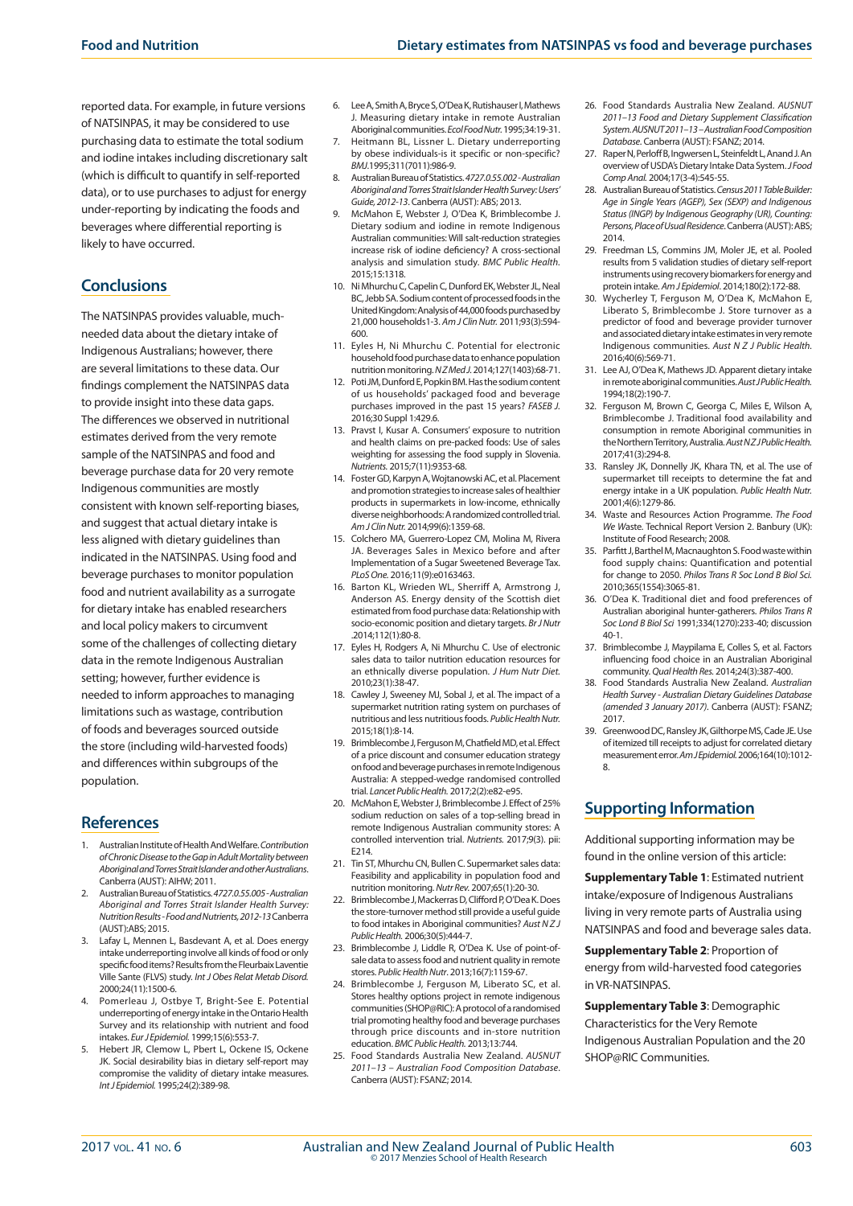reported data. For example, in future versions of NATSINPAS, it may be considered to use purchasing data to estimate the total sodium and iodine intakes including discretionary salt (which is difficult to quantify in self-reported data), or to use purchases to adjust for energy under-reporting by indicating the foods and beverages where differential reporting is likely to have occurred.

## Conclusions

The NATSINPAS provides valuable, much-needed data about the dietary intake of Indigenous Australians; however, there are several limitations to these data. Our findings complement the NATSINPAS data to provide insight into these data gaps. The differences we observed in nutritional estimates derived from the very remote sample of the NATSINPAS and food and beverage purchase data for 20 very remote Indigenous communities are mostly consistent with known self-reporting biases, and suggest that actual dietary intake is less aligned with dietary guidelines than indicated in the NATSINPAS. Using food and beverage purchases to monitor population food and nutrient availability as a surrogate for dietary intake has enabled researchers and local policy makers to circumvent some of the challenges of collecting dietary data in the remote Indigenous Australian setting; however, further evidence is needed to inform approaches to managing limitations such as wastage, contribution of foods and beverages sourced outside the store (including wild-harvested foods) and differences within subgroups of the population.

## References

1. Australian Institute of Health And Welfare. *Contribution of Chronic Disease to the Gap in Adult Mortality between Aboriginal and Torres Strait Islander and other Australians*. Canberra (AUST): AIHW; 2011.
2. Australian Bureau of Statistics. *4727.0.55.005 - Australian Aboriginal and Torres Strait Islander Health Survey: Nutrition Results - Food and Nutrients, 2012-13* Canberra (AUST):ABS; 2015.
3. Lafay L, Mennen L, Basdevant A, et al. Does energy intake underreporting involve all kinds of food or only specific food items? Results from the Fleurbaix Laventie Ville Sante (FLVS) study. *Int J Obes Relat Metab Disord.* 2000;24(11):1500-6.
4. Pomerleau J, Ostbye T, Bright-See E. Potential underreporting of energy intake in the Ontario Health Survey and its relationship with nutrient and food intakes. *Eur J Epidemiol.* 1999;15(6):553-7.
5. Hebert JR, Clemow L, Pbert L, Ockene IS, Ockene JK. Social desirability bias in dietary self-report may compromise the validity of dietary intake measures. *Int J Epidemiol.* 1995;24(2):389-98.
6. Lee A, Smith A, Bryce S, O'Dea K, Rutishauser I, Mathews J. Measuring dietary intake in remote Australian Aboriginal communities. *Ecol Food Nutr.* 1995;34:19-31.
7. Heitmann BL, Lissner L. Dietary underreporting by obese individuals-is it specific or non-specific? *BMJ.*1995;311(7011):986-9.
8. Australian Bureau of Statistics. *4727.0.55.002 - Australian Aboriginal and Torres Strait Islander Health Survey: Users' Guide, 2012-13*. Canberra (AUST): ABS; 2013.
9. McMahon E, Webster J, O'Dea K, Brimblecombe J. Dietary sodium and iodine in remote Indigenous Australian communities: Will salt-reduction strategies increase risk of iodine deficiency? A cross-sectional analysis and simulation study. *BMC Public Health.* 2015;15:1318.
10. Ni Mhurchu C, Capelin C, Dunford EK, Webster JL, Neal BC, Jebb SA. Sodium content of processed foods in the United Kingdom: Analysis of 44,000 foods purchased by 21,000 households1-3. *Am J Clin Nutr.* 2011;93(3):594-600.
11. Eyles H, Ni Mhurchu C. Potential for electronic household food purchase data to enhance population nutrition monitoring. *N Z Med J.* 2014;127(1403):68-71.
12. Poti JM, Dunford E, Popkin BM. Has the sodium content of us households' packaged food and beverage purchases improved in the past 15 years? *FASEB J.* 2016;30 Suppl 1:429.6.
13. Pravst I, Kusar A. Consumers' exposure to nutrition and health claims on pre-packed foods: Use of sales weighting for assessing the food supply in Slovenia. *Nutrients.* 2015;7(11):9353-68.
14. Foster GD, Karpyn A, Wojtanowski AC, et al. Placement and promotion strategies to increase sales of healthier products in supermarkets in low-income, ethnically diverse neighborhoods: A randomized controlled trial. *Am J Clin Nutr.* 2014;99(6):1359-68.
15. Colchero MA, Guerrero-Lopez CM, Molina M, Rivera JA. Beverages Sales in Mexico before and after Implementation of a Sugar Sweetened Beverage Tax. *PLoS One.* 2016;11(9):e0163463.
16. Barton KL, Wrieden WL, Sherriff A, Armstrong J, Anderson AS. Energy density of the Scottish diet estimated from food purchase data: Relationship with socio-economic position and dietary targets. *Br J Nutr* .2014;112(1):80-8.
17. Eyles H, Rodgers A, Ni Mhurchu C. Use of electronic sales data to tailor nutrition education resources for an ethnically diverse population. *J Hum Nutr Diet.* 2010;23(1):38-47.
18. Cawley J, Sweeney MJ, Sobal J, et al. The impact of a supermarket nutrition rating system on purchases of nutritious and less nutritious foods. *Public Health Nutr.* 2015;18(1):8-14.
19. Brimblecombe J, Ferguson M, Chatfield MD, et al. Effect of a price discount and consumer education strategy on food and beverage purchases in remote Indigenous Australia: A stepped-wedge randomised controlled trial. *Lancet Public Health.* 2017;2(2):e82-e95.
20. McMahon E, Webster J, Brimblecombe J. Effect of 25% sodium reduction on sales of a top-selling bread in remote Indigenous Australian community stores: A controlled intervention trial. *Nutrients.* 2017;9(3). pii: E214.
21. Tin ST, Mhurchu CN, Bullen C. Supermarket sales data: Feasibility and applicability in population food and nutrition monitoring. *Nutr Rev.* 2007;65(1):20-30.
22. Brimblecombe J, Mackerras D, Clifford P, O'Dea K. Does the store-turnover method still provide a useful guide to food intakes in Aboriginal communities? *Aust N Z J Public Health.* 2006;30(5):444-7.
23. Brimblecombe J, Liddle R, O'Dea K. Use of point-of-sale data to assess food and nutrient quality in remote stores. *Public Health Nutr*. 2013;16(7):1159-67.
24. Brimblecombe J, Ferguson M, Liberato SC, et al. Stores healthy options project in remote indigenous communities (SHOP@RIC): A protocol of a randomised trial promoting healthy food and beverage purchases through price discounts and in-store nutrition education. *BMC Public Health.* 2013;13:744.
25. Food Standards Australia New Zealand. *AUSNUT 2011–13 – Australian Food Composition Database*. Canberra (AUST): FSANZ; 2014.
26. Food Standards Australia New Zealand. *AUSNUT 2011–13 Food and Dietary Supplement Classification System. AUSNUT 2011–13 – Australian Food Composition Database*. Canberra (AUST): FSANZ; 2014.
27. Raper N, Perloff B, Ingwersen L, Steinfeldt L, Anand J. An overview of USDA's Dietary Intake Data System. *J Food Comp Anal.* 2004;17(3-4):545-55.
28. Australian Bureau of Statistics. *Census 2011 Table Builder: Age in Single Years (AGEP), Sex (SEXP) and Indigenous Status (INGP) by Indigenous Geography (UR), Counting: Persons, Place of Usual Residence*. Canberra (AUST): ABS; 2014.
29. Freedman LS, Commins JM, Moler JE, et al. Pooled results from 5 validation studies of dietary self-report instruments using recovery biomarkers for energy and protein intake. *Am J Epidemiol*. 2014;180(2):172-88.
30. Wycherley T, Ferguson M, O'Dea K, McMahon E, Liberato S, Brimblecombe J. Store turnover as a predictor of food and beverage provider turnover and associated dietary intake estimates in very remote Indigenous communities. *Aust N Z J Public Health.* 2016;40(6):569-71.
31. Lee AJ, O'Dea K, Mathews JD. Apparent dietary intake in remote aboriginal communities. *Aust J Public Health.* 1994;18(2):190-7.
32. Ferguson M, Brown C, Georga C, Miles E, Wilson A, Brimblecombe J. Traditional food availability and consumption in remote Aboriginal communities in the Northern Territory, Australia. *Aust N Z J Public Health.* 2017;41(3):294-8.
33. Ransley JK, Donnelly JK, Khara TN, et al. The use of supermarket till receipts to determine the fat and energy intake in a UK population. *Public Health Nutr.* 2001;4(6):1279-86.
34. Waste and Resources Action Programme. *The Food We Waste*. Technical Report Version 2. Banbury (UK): Institute of Food Research; 2008.
35. Parfitt J, Barthel M, Macnaughton S. Food waste within food supply chains: Quantification and potential for change to 2050. *Philos Trans R Soc Lond B Biol Sci.* 2010;365(1554):3065-81.
36. O'Dea K. Traditional diet and food preferences of Australian aboriginal hunter-gatherers. *Philos Trans R Soc Lond B Biol Sci* 1991;334(1270):233-40; discussion 40-1.
37. Brimblecombe J, Maypilama E, Colles S, et al. Factors influencing food choice in an Australian Aboriginal community. *Qual Health Res.* 2014;24(3):387-400.
38. Food Standards Australia New Zealand. *Australian Health Survey - Australian Dietary Guidelines Database (amended 3 January 2017)*. Canberra (AUST): FSANZ; 2017.
39. Greenwood DC, Ransley JK, Gilthorpe MS, Cade JE. Use of itemized till receipts to adjust for correlated dietary measurement error. *Am J Epidemiol.* 2006;164(10):1012-8.

## Supporting Information

Additional supporting information may be found in the online version of this article:

**Supplementary Table 1**: Estimated nutrient intake/exposure of Indigenous Australians living in very remote parts of Australia using NATSINPAS and food and beverage sales data.

**Supplementary Table 2**: Proportion of energy from wild-harvested food categories in VR-NATSINPAS.

**Supplementary Table 3**: Demographic Characteristics for the Very Remote Indigenous Australian Population and the 20 SHOP@RIC Communities.